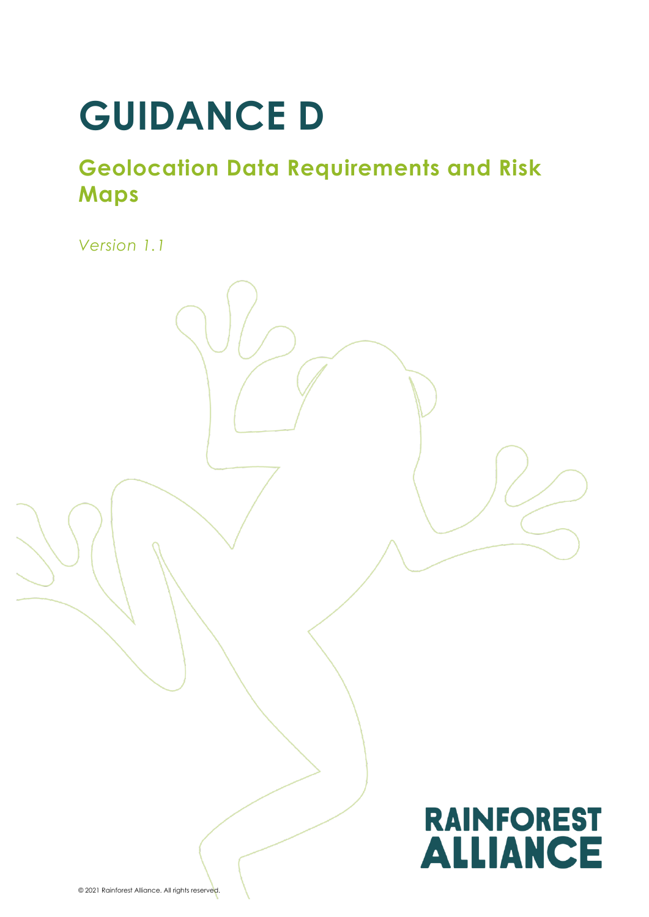# GUIDANCE D

## Geolocation Data Requirements and Risk Maps

*Version 1.1*

RAINFOREST ALLIANCE

© 2021 Rainforest Alliance. All rights reserved.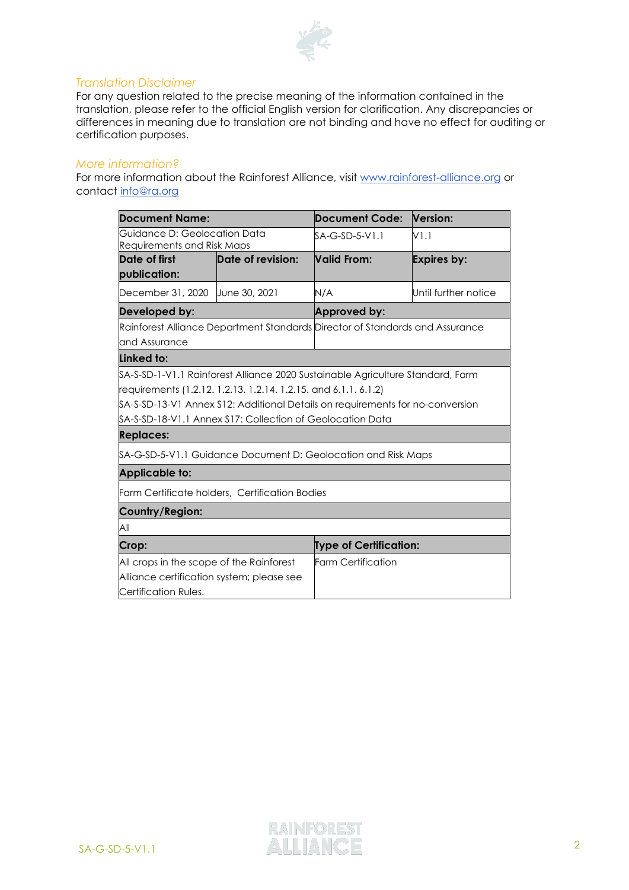*Translation Disclaimer*

For any question related to the precise meaning of the information contained in the translation, please refer to the official English version for clarification. Any discrepancies or differences in meaning due to translation are not binding and have no effect for auditing or certification purposes.

*More information?*

For more information about the Rainforest Alliance, visit www.rainforest-alliance.org or contact info@ra.org

| **Document Name:** | | **Document Code:** | **Version:** |
|---|---|---|---|
| Guidance D: Geolocation Data Requirements and Risk Maps | | SA-G-SD-5-V1.1 | V1.1 |
| **Date of first publication:** | **Date of revision:** | **Valid From:** | **Expires by:** |
| December 31, 2020 | June 30, 2021 | N/A | Until further notice |
| **Developed by:** | | **Approved by:** | |
| Rainforest Alliance Department Standards and Assurance | | Director of Standards and Assurance | |
| **Linked to:** | | | |
| SA-S-SD-1-V1.1 Rainforest Alliance 2020 Sustainable Agriculture Standard, Farm requirements (1.2.12. 1.2.13. 1.2.14. 1.2.15. and 6.1.1. 6.1.2)<br>SA-S-SD-13-V1 Annex S12: Additional Details on requirements for no-conversion<br>SA-S-SD-18-V1.1 Annex S17: Collection of Geolocation Data | | | |
| **Replaces:** | | | |
| SA-G-SD-5-V1.1 Guidance Document D: Geolocation and Risk Maps | | | |
| **Applicable to:** | | | |
| Farm Certificate holders, Certification Bodies | | | |
| **Country/Region:** | | | |
| All | | | |
| **Crop:** | | **Type of Certification:** | |
| All crops in the scope of the Rainforest Alliance certification system; please see Certification Rules. | | Farm Certification | |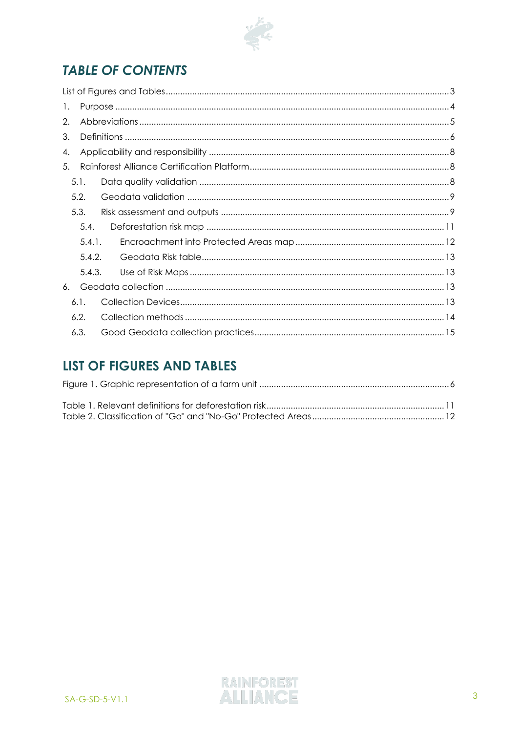# TABLE OF CONTENTS

List of Figures and Tables .......... 3

1. Purpose .......... 4
2. Abbreviations .......... 5
3. Definitions .......... 6
4. Applicability and responsibility .......... 8
5. Rainforest Alliance Certification Platform .......... 8
   - 5.1. Data quality validation .......... 8
   - 5.2. Geodata validation .......... 9
   - 5.3. Risk assessment and outputs .......... 9
     - 5.4. Deforestation risk map .......... 11
     - 5.4.1. Encroachment into Protected Areas map .......... 12
     - 5.4.2. Geodata Risk table .......... 13
     - 5.4.3. Use of Risk Maps .......... 13
6. Geodata collection .......... 13
   - 6.1. Collection Devices .......... 13
   - 6.2. Collection methods .......... 14
   - 6.3. Good Geodata collection practices .......... 15

# LIST OF FIGURES AND TABLES

Figure 1. Graphic representation of a farm unit .......... 6

Table 1. Relevant definitions for deforestation risk .......... 11
Table 2. Classification of "Go" and "No-Go" Protected Areas .......... 12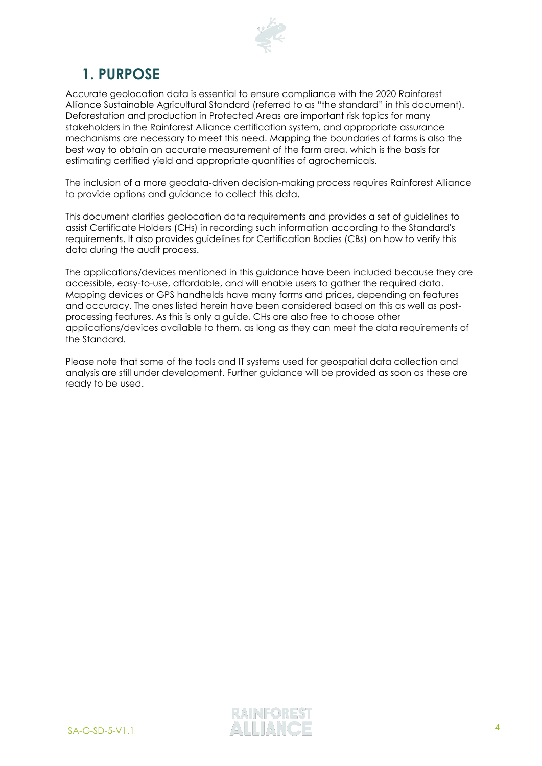# 1. PURPOSE

Accurate geolocation data is essential to ensure compliance with the 2020 Rainforest Alliance Sustainable Agricultural Standard (referred to as "the standard" in this document). Deforestation and production in Protected Areas are important risk topics for many stakeholders in the Rainforest Alliance certification system, and appropriate assurance mechanisms are necessary to meet this need. Mapping the boundaries of farms is also the best way to obtain an accurate measurement of the farm area, which is the basis for estimating certified yield and appropriate quantities of agrochemicals.

The inclusion of a more geodata-driven decision-making process requires Rainforest Alliance to provide options and guidance to collect this data.

This document clarifies geolocation data requirements and provides a set of guidelines to assist Certificate Holders (CHs) in recording such information according to the Standard's requirements. It also provides guidelines for Certification Bodies (CBs) on how to verify this data during the audit process.

The applications/devices mentioned in this guidance have been included because they are accessible, easy-to-use, affordable, and will enable users to gather the required data. Mapping devices or GPS handhelds have many forms and prices, depending on features and accuracy. The ones listed herein have been considered based on this as well as post-processing features. As this is only a guide, CHs are also free to choose other applications/devices available to them, as long as they can meet the data requirements of the Standard.

Please note that some of the tools and IT systems used for geospatial data collection and analysis are still under development. Further guidance will be provided as soon as these are ready to be used.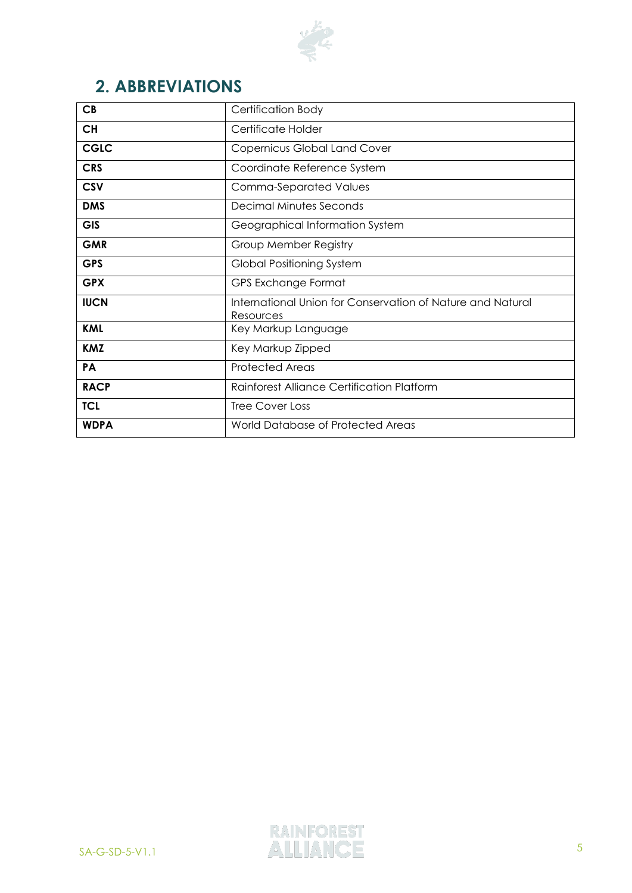## 2. ABBREVIATIONS

| | |
|---|---|
| **CB** | Certification Body |
| **CH** | Certificate Holder |
| **CGLC** | Copernicus Global Land Cover |
| **CRS** | Coordinate Reference System |
| **CSV** | Comma-Separated Values |
| **DMS** | Decimal Minutes Seconds |
| **GIS** | Geographical Information System |
| **GMR** | Group Member Registry |
| **GPS** | Global Positioning System |
| **GPX** | GPS Exchange Format |
| **IUCN** | International Union for Conservation of Nature and Natural Resources |
| **KML** | Key Markup Language |
| **KMZ** | Key Markup Zipped |
| **PA** | Protected Areas |
| **RACP** | Rainforest Alliance Certification Platform |
| **TCL** | Tree Cover Loss |
| **WDPA** | World Database of Protected Areas |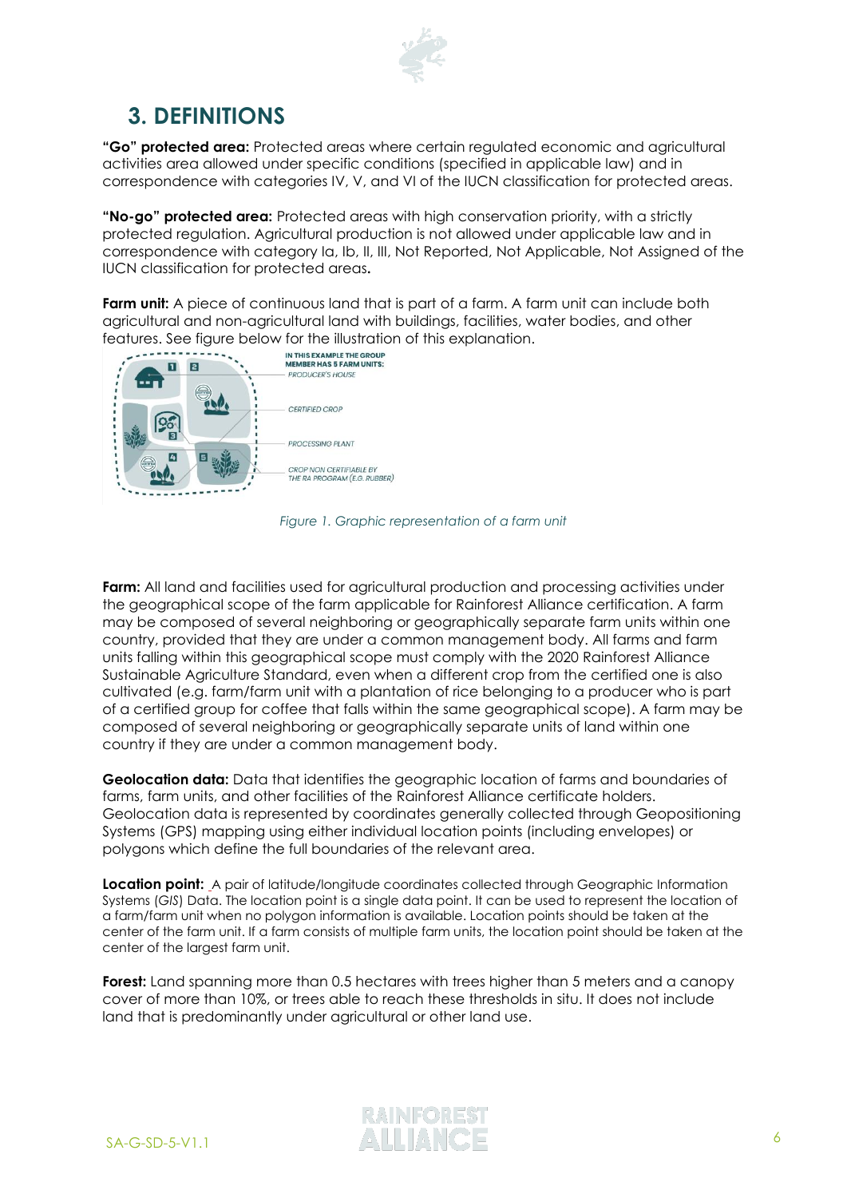## 3. DEFINITIONS

**"Go" protected area:** Protected areas where certain regulated economic and agricultural activities area allowed under specific conditions (specified in applicable law) and in correspondence with categories IV, V, and VI of the IUCN classification for protected areas.

**"No-go" protected area:** Protected areas with high conservation priority, with a strictly protected regulation. Agricultural production is not allowed under applicable law and in correspondence with category Ia, Ib, II, III, Not Reported, Not Applicable, Not Assigned of the IUCN classification for protected areas.

**Farm unit:** A piece of continuous land that is part of a farm. A farm unit can include both agricultural and non-agricultural land with buildings, facilities, water bodies, and other features. See figure below for the illustration of this explanation.

IN THIS EXAMPLE THE GROUP MEMBER HAS 5 FARM UNITS:
PRODUCER'S HOUSE
CERTIFIED CROP
PROCESSING PLANT
CROP NON CERTIFIABLE BY THE RA PROGRAM (E.G. RUBBER)

*Figure 1. Graphic representation of a farm unit*

**Farm:** All land and facilities used for agricultural production and processing activities under the geographical scope of the farm applicable for Rainforest Alliance certification. A farm may be composed of several neighboring or geographically separate farm units within one country, provided that they are under a common management body. All farms and farm units falling within this geographical scope must comply with the 2020 Rainforest Alliance Sustainable Agriculture Standard, even when a different crop from the certified one is also cultivated (e.g. farm/farm unit with a plantation of rice belonging to a producer who is part of a certified group for coffee that falls within the same geographical scope). A farm may be composed of several neighboring or geographically separate units of land within one country if they are under a common management body.

**Geolocation data:** Data that identifies the geographic location of farms and boundaries of farms, farm units, and other facilities of the Rainforest Alliance certificate holders. Geolocation data is represented by coordinates generally collected through Geopositioning Systems (GPS) mapping using either individual location points (including envelopes) or polygons which define the full boundaries of the relevant area.

**Location point:** A pair of latitude/longitude coordinates collected through Geographic Information Systems (*GIS*) Data. The location point is a single data point. It can be used to represent the location of a farm/farm unit when no polygon information is available. Location points should be taken at the center of the farm unit. If a farm consists of multiple farm units, the location point should be taken at the center of the largest farm unit.

**Forest:** Land spanning more than 0.5 hectares with trees higher than 5 meters and a canopy cover of more than 10%, or trees able to reach these thresholds in situ. It does not include land that is predominantly under agricultural or other land use.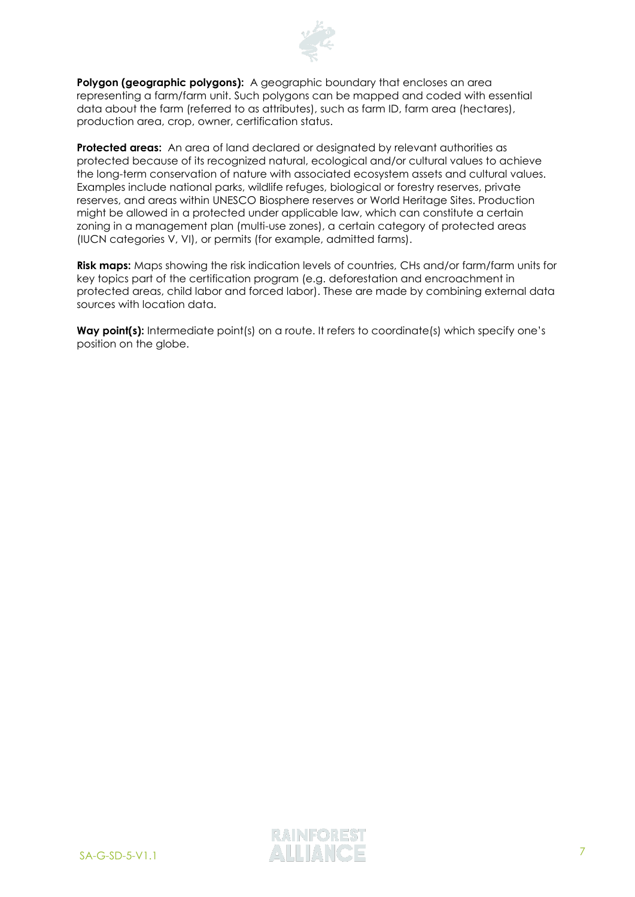**Polygon (geographic polygons):** A geographic boundary that encloses an area representing a farm/farm unit. Such polygons can be mapped and coded with essential data about the farm (referred to as attributes), such as farm ID, farm area (hectares), production area, crop, owner, certification status.

**Protected areas:** An area of land declared or designated by relevant authorities as protected because of its recognized natural, ecological and/or cultural values to achieve the long-term conservation of nature with associated ecosystem assets and cultural values. Examples include national parks, wildlife refuges, biological or forestry reserves, private reserves, and areas within UNESCO Biosphere reserves or World Heritage Sites. Production might be allowed in a protected under applicable law, which can constitute a certain zoning in a management plan (multi-use zones), a certain category of protected areas (IUCN categories V, VI), or permits (for example, admitted farms).

**Risk maps:** Maps showing the risk indication levels of countries, CHs and/or farm/farm units for key topics part of the certification program (e.g. deforestation and encroachment in protected areas, child labor and forced labor). These are made by combining external data sources with location data.

**Way point(s):** Intermediate point(s) on a route. It refers to coordinate(s) which specify one's position on the globe.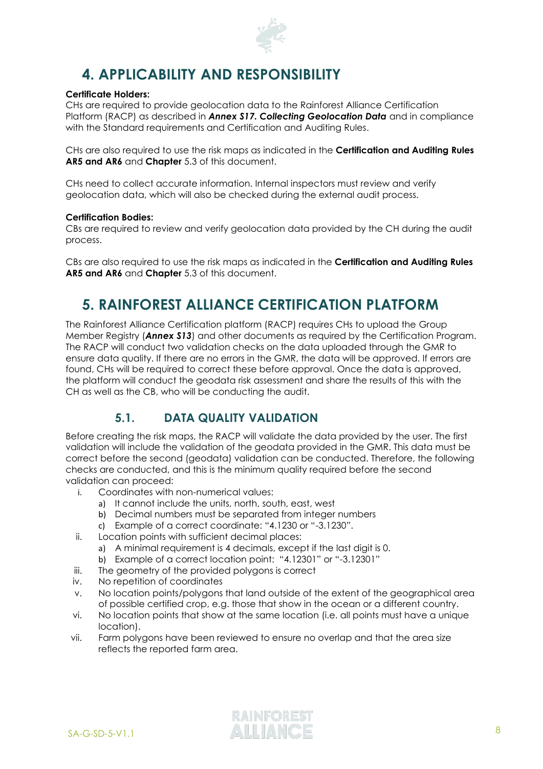# 4. APPLICABILITY AND RESPONSIBILITY

**Certificate Holders:**
CHs are required to provide geolocation data to the Rainforest Alliance Certification Platform (RACP) as described in ***Annex S17. Collecting Geolocation Data*** and in compliance with the Standard requirements and Certification and Auditing Rules.

CHs are also required to use the risk maps as indicated in the **Certification and Auditing Rules AR5 and AR6** and **Chapter** 5.3 of this document.

CHs need to collect accurate information. Internal inspectors must review and verify geolocation data, which will also be checked during the external audit process.

**Certification Bodies:**
CBs are required to review and verify geolocation data provided by the CH during the audit process.

CBs are also required to use the risk maps as indicated in the **Certification and Auditing Rules AR5 and AR6** and **Chapter** 5.3 of this document.

# 5. RAINFOREST ALLIANCE CERTIFICATION PLATFORM

The Rainforest Alliance Certification platform (RACP) requires CHs to upload the Group Member Registry (***Annex S13***) and other documents as required by the Certification Program. The RACP will conduct two validation checks on the data uploaded through the GMR to ensure data quality. If there are no errors in the GMR, the data will be approved. If errors are found, CHs will be required to correct these before approval. Once the data is approved, the platform will conduct the geodata risk assessment and share the results of this with the CH as well as the CB, who will be conducting the audit.

## 5.1. DATA QUALITY VALIDATION

Before creating the risk maps, the RACP will validate the data provided by the user. The first validation will include the validation of the geodata provided in the GMR. This data must be correct before the second (geodata) validation can be conducted. Therefore, the following checks are conducted, and this is the minimum quality required before the second validation can proceed:

i. Coordinates with non-numerical values:
   a) It cannot include the units, north, south, east, west
   b) Decimal numbers must be separated from integer numbers
   c) Example of a correct coordinate: "4.1230 or "-3.1230".
ii. Location points with sufficient decimal places:
   a) A minimal requirement is 4 decimals, except if the last digit is 0.
   b) Example of a correct location point: "4.12301" or "-3.12301"
iii. The geometry of the provided polygons is correct
iv. No repetition of coordinates
v. No location points/polygons that land outside of the extent of the geographical area of possible certified crop, e.g. those that show in the ocean or a different country.
vi. No location points that show at the same location (i.e. all points must have a unique location).
vii. Farm polygons have been reviewed to ensure no overlap and that the area size reflects the reported farm area.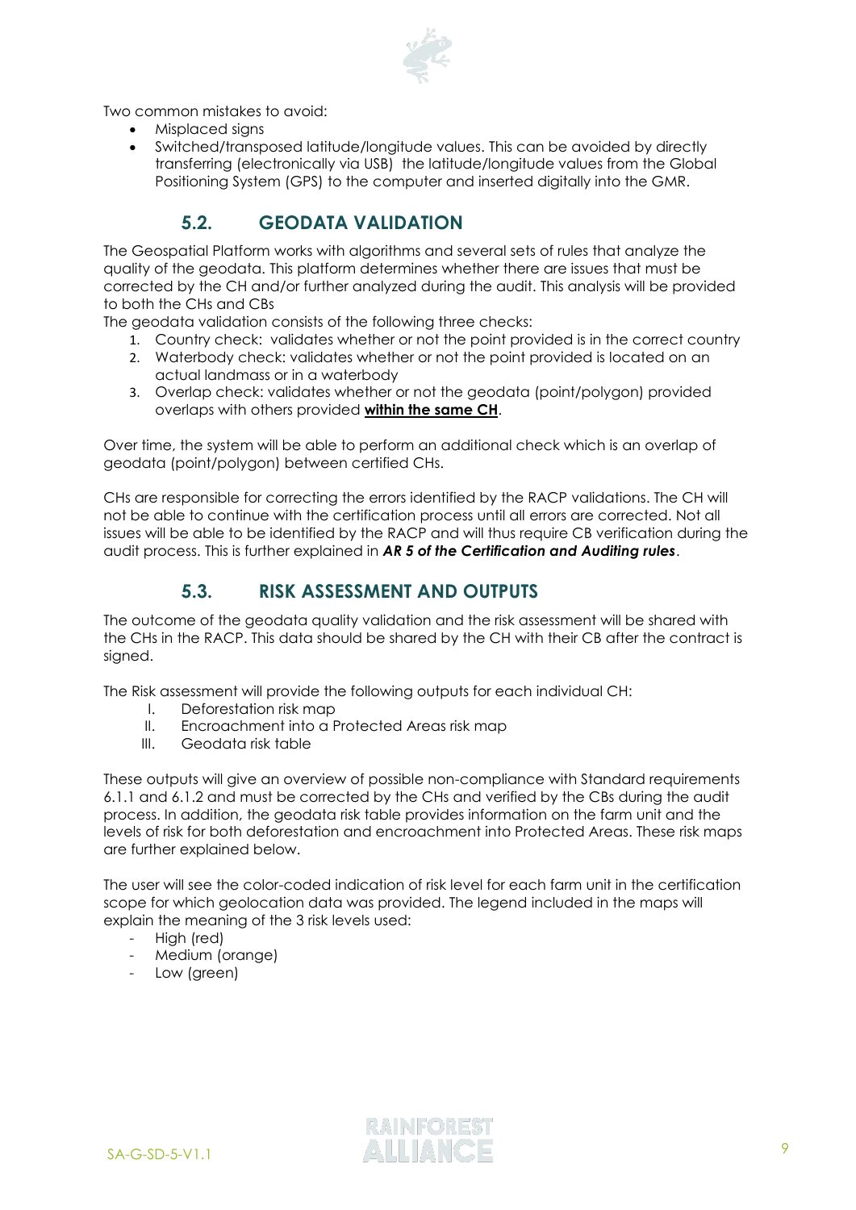Two common mistakes to avoid:

- Misplaced signs
- Switched/transposed latitude/longitude values. This can be avoided by directly transferring (electronically via USB) the latitude/longitude values from the Global Positioning System (GPS) to the computer and inserted digitally into the GMR.

## 5.2. GEODATA VALIDATION

The Geospatial Platform works with algorithms and several sets of rules that analyze the quality of the geodata. This platform determines whether there are issues that must be corrected by the CH and/or further analyzed during the audit. This analysis will be provided to both the CHs and CBs

The geodata validation consists of the following three checks:

1. Country check: validates whether or not the point provided is in the correct country
2. Waterbody check: validates whether or not the point provided is located on an actual landmass or in a waterbody
3. Overlap check: validates whether or not the geodata (point/polygon) provided overlaps with others provided **within the same CH**.

Over time, the system will be able to perform an additional check which is an overlap of geodata (point/polygon) between certified CHs.

CHs are responsible for correcting the errors identified by the RACP validations. The CH will not be able to continue with the certification process until all errors are corrected. Not all issues will be able to be identified by the RACP and will thus require CB verification during the audit process. This is further explained in ***AR 5 of the Certification and Auditing rules***.

## 5.3. RISK ASSESSMENT AND OUTPUTS

The outcome of the geodata quality validation and the risk assessment will be shared with the CHs in the RACP. This data should be shared by the CH with their CB after the contract is signed.

The Risk assessment will provide the following outputs for each individual CH:

I. Deforestation risk map
II. Encroachment into a Protected Areas risk map
III. Geodata risk table

These outputs will give an overview of possible non-compliance with Standard requirements 6.1.1 and 6.1.2 and must be corrected by the CHs and verified by the CBs during the audit process. In addition, the geodata risk table provides information on the farm unit and the levels of risk for both deforestation and encroachment into Protected Areas. These risk maps are further explained below.

The user will see the color-coded indication of risk level for each farm unit in the certification scope for which geolocation data was provided. The legend included in the maps will explain the meaning of the 3 risk levels used:

- High (red)
- Medium (orange)
- Low (green)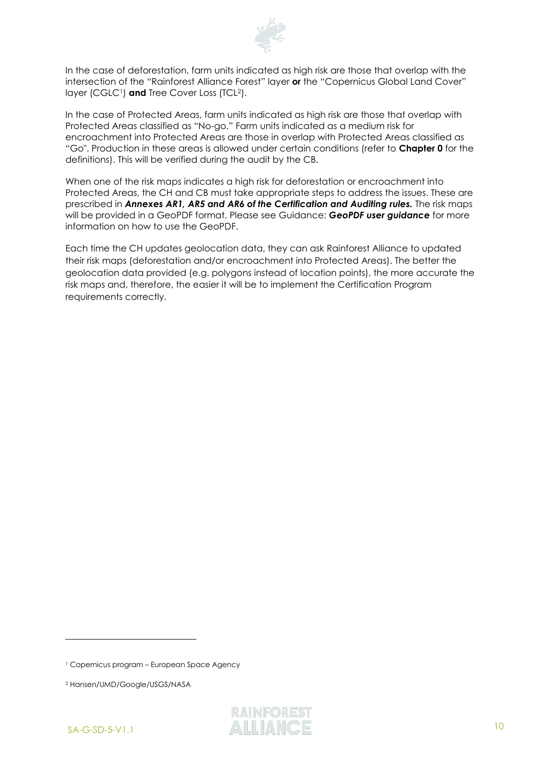In the case of deforestation, farm units indicated as high risk are those that overlap with the intersection of the "Rainforest Alliance Forest" layer **or** the "Copernicus Global Land Cover" layer (CGLC[1]) **and** Tree Cover Loss (TCL[2]).

In the case of Protected Areas, farm units indicated as high risk are those that overlap with Protected Areas classified as "No-go." Farm units indicated as a medium risk for encroachment into Protected Areas are those in overlap with Protected Areas classified as "Go". Production in these areas is allowed under certain conditions (refer to **Chapter 0** for the definitions). This will be verified during the audit by the CB.

When one of the risk maps indicates a high risk for deforestation or encroachment into Protected Areas, the CH and CB must take appropriate steps to address the issues. These are prescribed in ***Annexes AR1, AR5 and AR6 of the Certification and Auditing rules.*** The risk maps will be provided in a GeoPDF format. Please see Guidance: ***GeoPDF user guidance*** for more information on how to use the GeoPDF.

Each time the CH updates geolocation data, they can ask Rainforest Alliance to updated their risk maps (deforestation and/or encroachment into Protected Areas). The better the geolocation data provided (e.g. polygons instead of location points), the more accurate the risk maps and, therefore, the easier it will be to implement the Certification Program requirements correctly.

---

[1] Copernicus program – European Space Agency

[2] Hansen/UMD/Google/USGS/NASA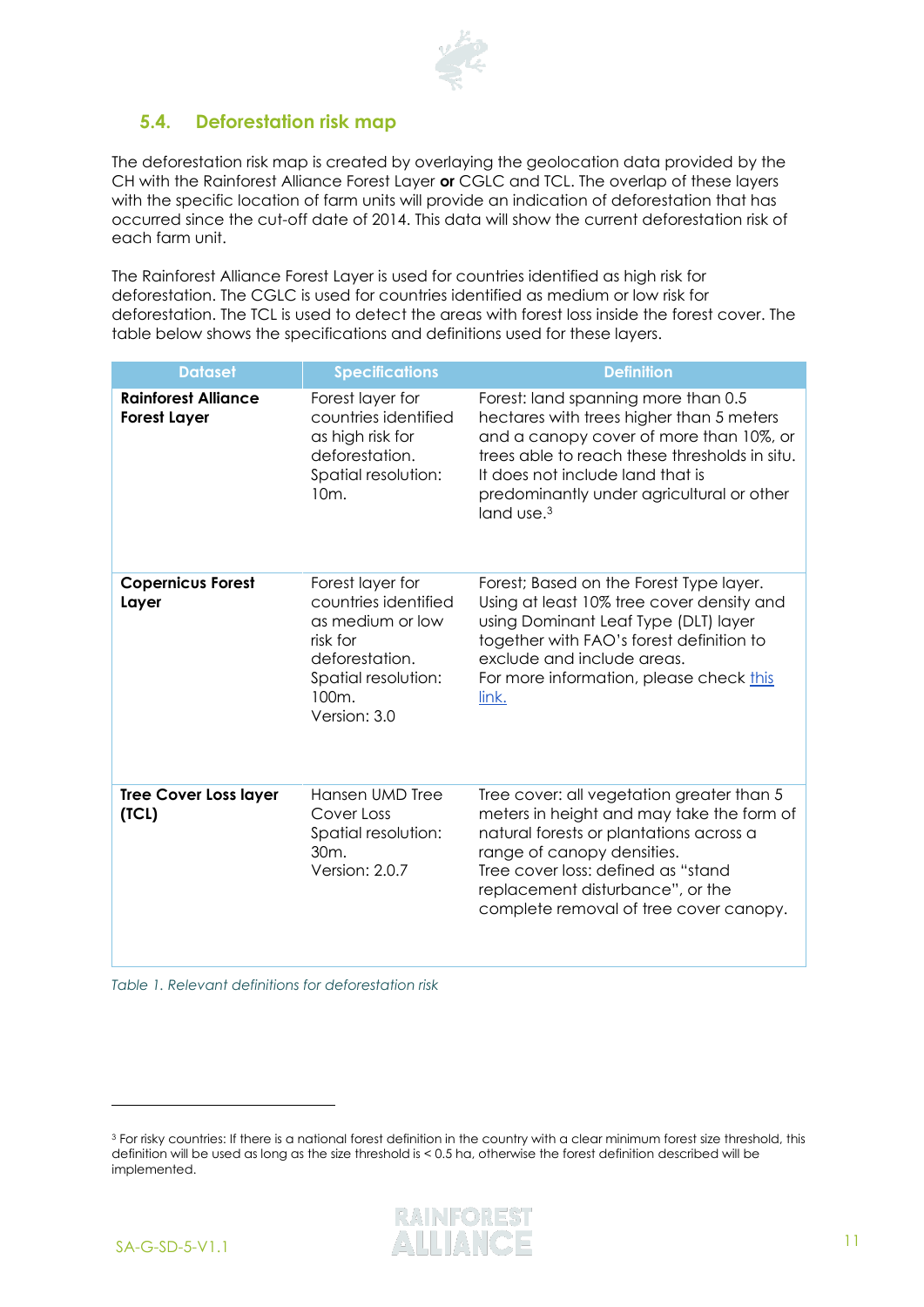## 5.4. Deforestation risk map

The deforestation risk map is created by overlaying the geolocation data provided by the CH with the Rainforest Alliance Forest Layer **or** CGLC and TCL. The overlap of these layers with the specific location of farm units will provide an indication of deforestation that has occurred since the cut-off date of 2014. This data will show the current deforestation risk of each farm unit.

The Rainforest Alliance Forest Layer is used for countries identified as high risk for deforestation. The CGLC is used for countries identified as medium or low risk for deforestation. The TCL is used to detect the areas with forest loss inside the forest cover. The table below shows the specifications and definitions used for these layers.

| Dataset | Specifications | Definition |
|---|---|---|
| **Rainforest Alliance Forest Layer** | Forest layer for countries identified as high risk for deforestation. Spatial resolution: 10m. | Forest: land spanning more than 0.5 hectares with trees higher than 5 meters and a canopy cover of more than 10%, or trees able to reach these thresholds in situ. It does not include land that is predominantly under agricultural or other land use.[3] |
| **Copernicus Forest Layer** | Forest layer for countries identified as medium or low risk for deforestation. Spatial resolution: 100m. Version: 3.0 | Forest; Based on the Forest Type layer. Using at least 10% tree cover density and using Dominant Leaf Type (DLT) layer together with FAO's forest definition to exclude and include areas. For more information, please check this link. |
| **Tree Cover Loss layer (TCL)** | Hansen UMD Tree Cover Loss Spatial resolution: 30m. Version: 2.0.7 | Tree cover: all vegetation greater than 5 meters in height and may take the form of natural forests or plantations across a range of canopy densities. Tree cover loss: defined as "stand replacement disturbance", or the complete removal of tree cover canopy. |

*Table 1. Relevant definitions for deforestation risk*

[3] For risky countries: If there is a national forest definition in the country with a clear minimum forest size threshold, this definition will be used as long as the size threshold is < 0.5 ha, otherwise the forest definition described will be implemented.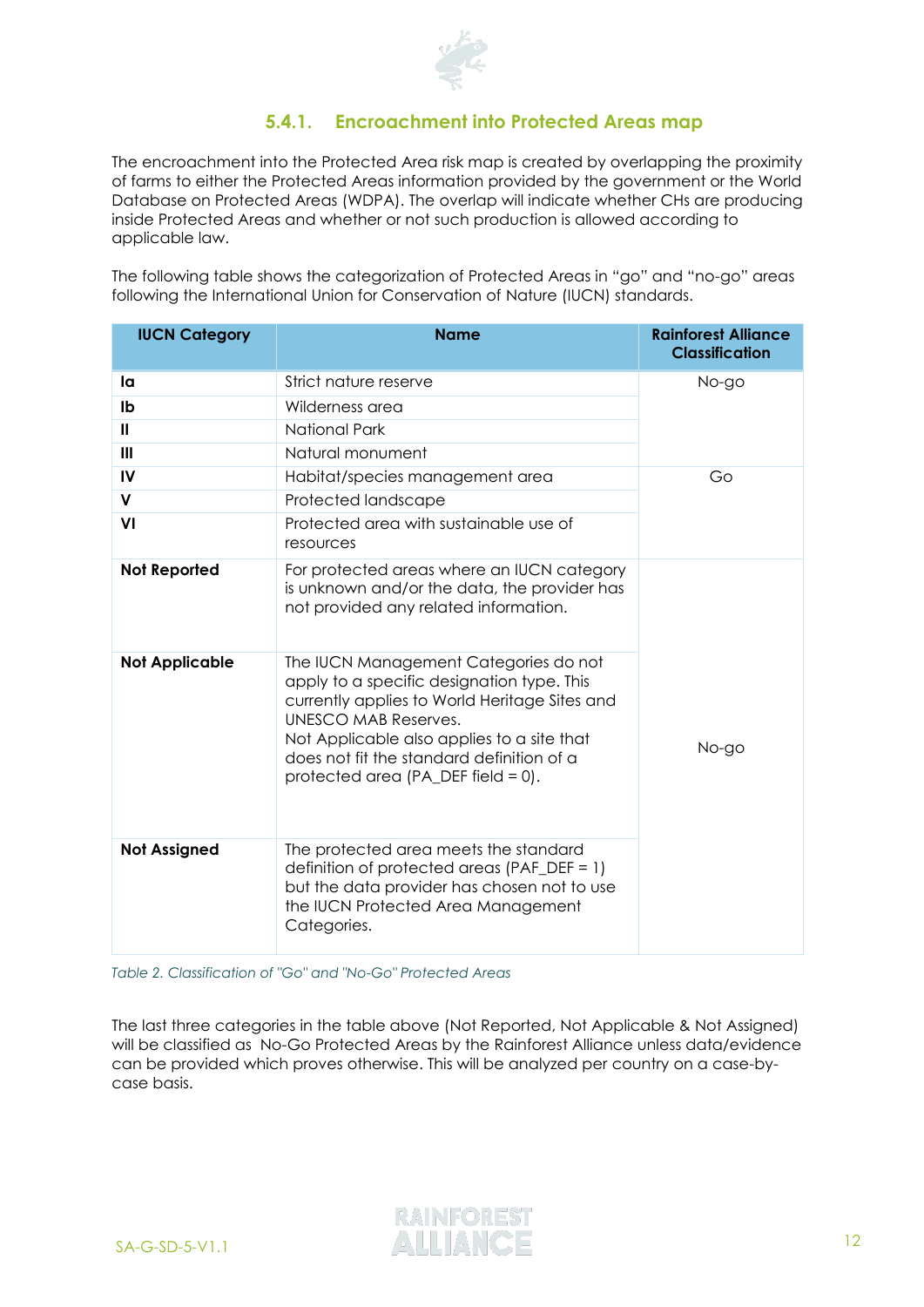### 5.4.1. Encroachment into Protected Areas map

The encroachment into the Protected Area risk map is created by overlapping the proximity of farms to either the Protected Areas information provided by the government or the World Database on Protected Areas (WDPA). The overlap will indicate whether CHs are producing inside Protected Areas and whether or not such production is allowed according to applicable law.

The following table shows the categorization of Protected Areas in "go" and "no-go" areas following the International Union for Conservation of Nature (IUCN) standards.

| IUCN Category | Name | Rainforest Alliance Classification |
|---|---|---|
| **Ia** | Strict nature reserve | No-go |
| **Ib** | Wilderness area | |
| **II** | National Park | |
| **III** | Natural monument | |
| **IV** | Habitat/species management area | Go |
| **V** | Protected landscape | |
| **VI** | Protected area with sustainable use of resources | |
| **Not Reported** | For protected areas where an IUCN category is unknown and/or the data, the provider has not provided any related information. | No-go |
| **Not Applicable** | The IUCN Management Categories do not apply to a specific designation type. This currently applies to World Heritage Sites and UNESCO MAB Reserves. Not Applicable also applies to a site that does not fit the standard definition of a protected area (PA_DEF field = 0). | |
| **Not Assigned** | The protected area meets the standard definition of protected areas (PAF_DEF = 1) but the data provider has chosen not to use the IUCN Protected Area Management Categories. | |

*Table 2. Classification of "Go" and "No-Go" Protected Areas*

The last three categories in the table above (Not Reported, Not Applicable & Not Assigned) will be classified as No-Go Protected Areas by the Rainforest Alliance unless data/evidence can be provided which proves otherwise. This will be analyzed per country on a case-by-case basis.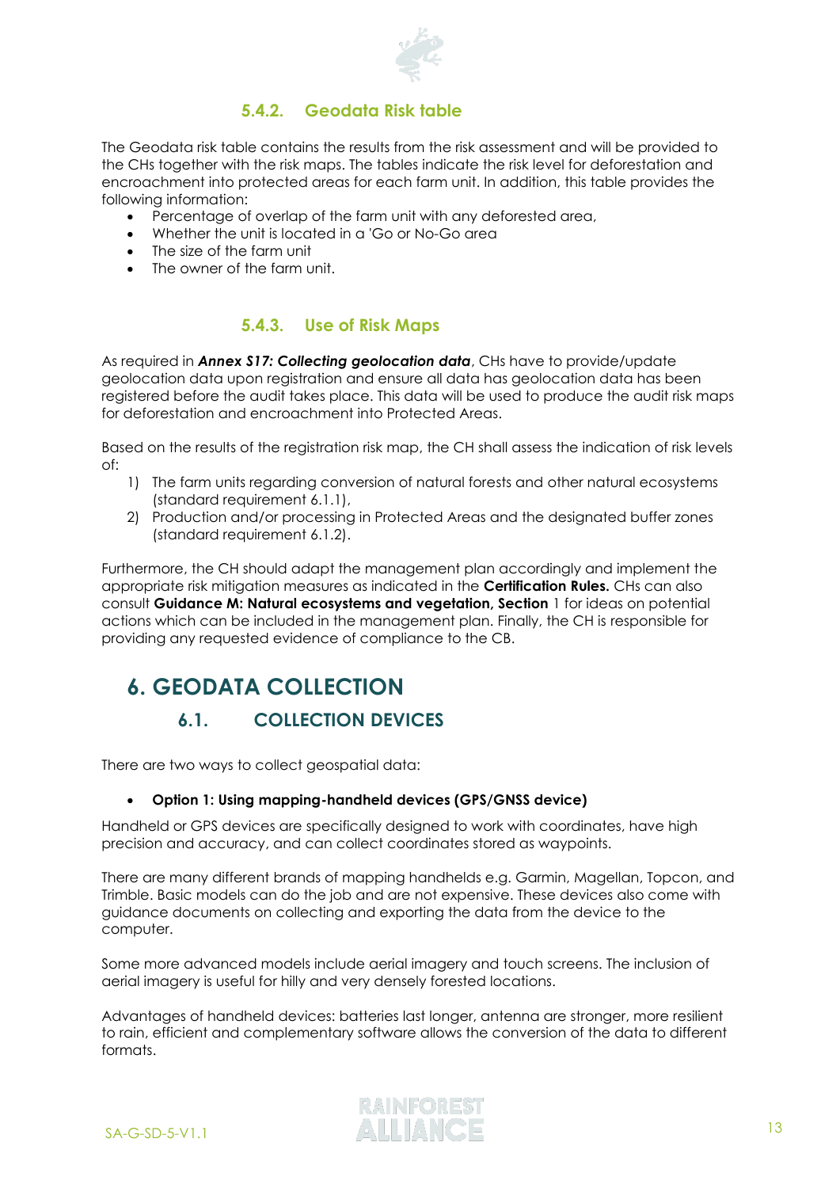### 5.4.2. Geodata Risk table

The Geodata risk table contains the results from the risk assessment and will be provided to the CHs together with the risk maps. The tables indicate the risk level for deforestation and encroachment into protected areas for each farm unit. In addition, this table provides the following information:

- Percentage of overlap of the farm unit with any deforested area,
- Whether the unit is located in a 'Go or No-Go area
- The size of the farm unit
- The owner of the farm unit.

### 5.4.3. Use of Risk Maps

As required in ***Annex S17: Collecting geolocation data***, CHs have to provide/update geolocation data upon registration and ensure all data has geolocation data has been registered before the audit takes place. This data will be used to produce the audit risk maps for deforestation and encroachment into Protected Areas.

Based on the results of the registration risk map, the CH shall assess the indication of risk levels of:

1) The farm units regarding conversion of natural forests and other natural ecosystems (standard requirement 6.1.1),
2) Production and/or processing in Protected Areas and the designated buffer zones (standard requirement 6.1.2).

Furthermore, the CH should adapt the management plan accordingly and implement the appropriate risk mitigation measures as indicated in the **Certification Rules.** CHs can also consult **Guidance M: Natural ecosystems and vegetation, Section** 1 for ideas on potential actions which can be included in the management plan. Finally, the CH is responsible for providing any requested evidence of compliance to the CB.

# 6. GEODATA COLLECTION

## 6.1. COLLECTION DEVICES

There are two ways to collect geospatial data:

- **Option 1: Using mapping-handheld devices (GPS/GNSS device)**

Handheld or GPS devices are specifically designed to work with coordinates, have high precision and accuracy, and can collect coordinates stored as waypoints.

There are many different brands of mapping handhelds e.g. Garmin, Magellan, Topcon, and Trimble. Basic models can do the job and are not expensive. These devices also come with guidance documents on collecting and exporting the data from the device to the computer.

Some more advanced models include aerial imagery and touch screens. The inclusion of aerial imagery is useful for hilly and very densely forested locations.

Advantages of handheld devices: batteries last longer, antenna are stronger, more resilient to rain, efficient and complementary software allows the conversion of the data to different formats.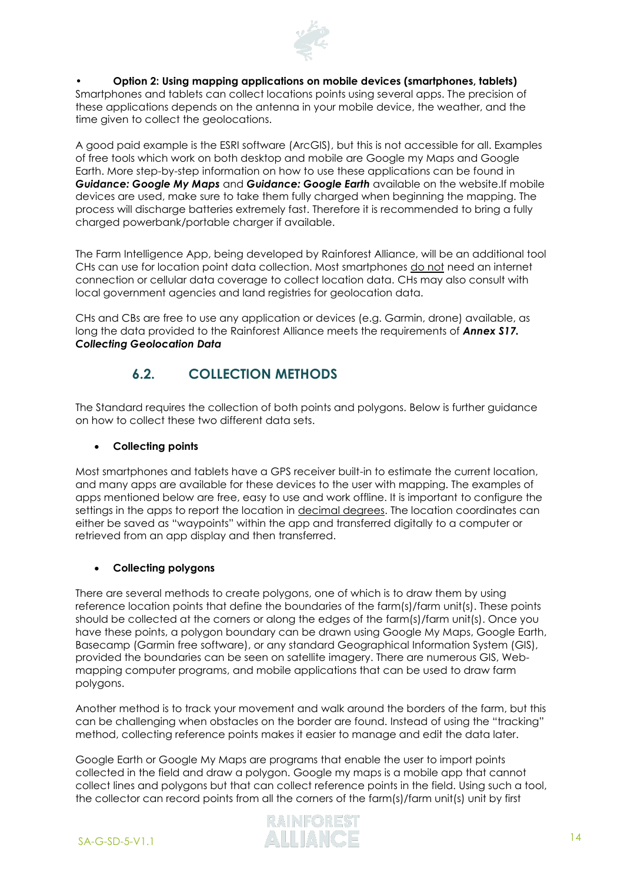- **Option 2: Using mapping applications on mobile devices (smartphones, tablets)**

Smartphones and tablets can collect locations points using several apps. The precision of these applications depends on the antenna in your mobile device, the weather, and the time given to collect the geolocations.

A good paid example is the ESRI software (ArcGIS), but this is not accessible for all. Examples of free tools which work on both desktop and mobile are Google my Maps and Google Earth. More step-by-step information on how to use these applications can be found in ***Guidance: Google My Maps*** and ***Guidance: Google Earth*** available on the website.If mobile devices are used, make sure to take them fully charged when beginning the mapping. The process will discharge batteries extremely fast. Therefore it is recommended to bring a fully charged powerbank/portable charger if available.

The Farm Intelligence App, being developed by Rainforest Alliance, will be an additional tool CHs can use for location point data collection. Most smartphones do not need an internet connection or cellular data coverage to collect location data. CHs may also consult with local government agencies and land registries for geolocation data.

CHs and CBs are free to use any application or devices (e.g. Garmin, drone) available, as long the data provided to the Rainforest Alliance meets the requirements of ***Annex S17. Collecting Geolocation Data***

## 6.2. COLLECTION METHODS

The Standard requires the collection of both points and polygons. Below is further guidance on how to collect these two different data sets.

- **Collecting points**

Most smartphones and tablets have a GPS receiver built-in to estimate the current location, and many apps are available for these devices to the user with mapping. The examples of apps mentioned below are free, easy to use and work offline. It is important to configure the settings in the apps to report the location in decimal degrees. The location coordinates can either be saved as "waypoints" within the app and transferred digitally to a computer or retrieved from an app display and then transferred.

- **Collecting polygons**

There are several methods to create polygons, one of which is to draw them by using reference location points that define the boundaries of the farm(s)/farm unit(s). These points should be collected at the corners or along the edges of the farm(s)/farm unit(s). Once you have these points, a polygon boundary can be drawn using Google My Maps, Google Earth, Basecamp (Garmin free software), or any standard Geographical Information System (GIS), provided the boundaries can be seen on satellite imagery. There are numerous GIS, Web-mapping computer programs, and mobile applications that can be used to draw farm polygons.

Another method is to track your movement and walk around the borders of the farm, but this can be challenging when obstacles on the border are found. Instead of using the "tracking" method, collecting reference points makes it easier to manage and edit the data later.

Google Earth or Google My Maps are programs that enable the user to import points collected in the field and draw a polygon. Google my maps is a mobile app that cannot collect lines and polygons but that can collect reference points in the field. Using such a tool, the collector can record points from all the corners of the farm(s)/farm unit(s) unit by first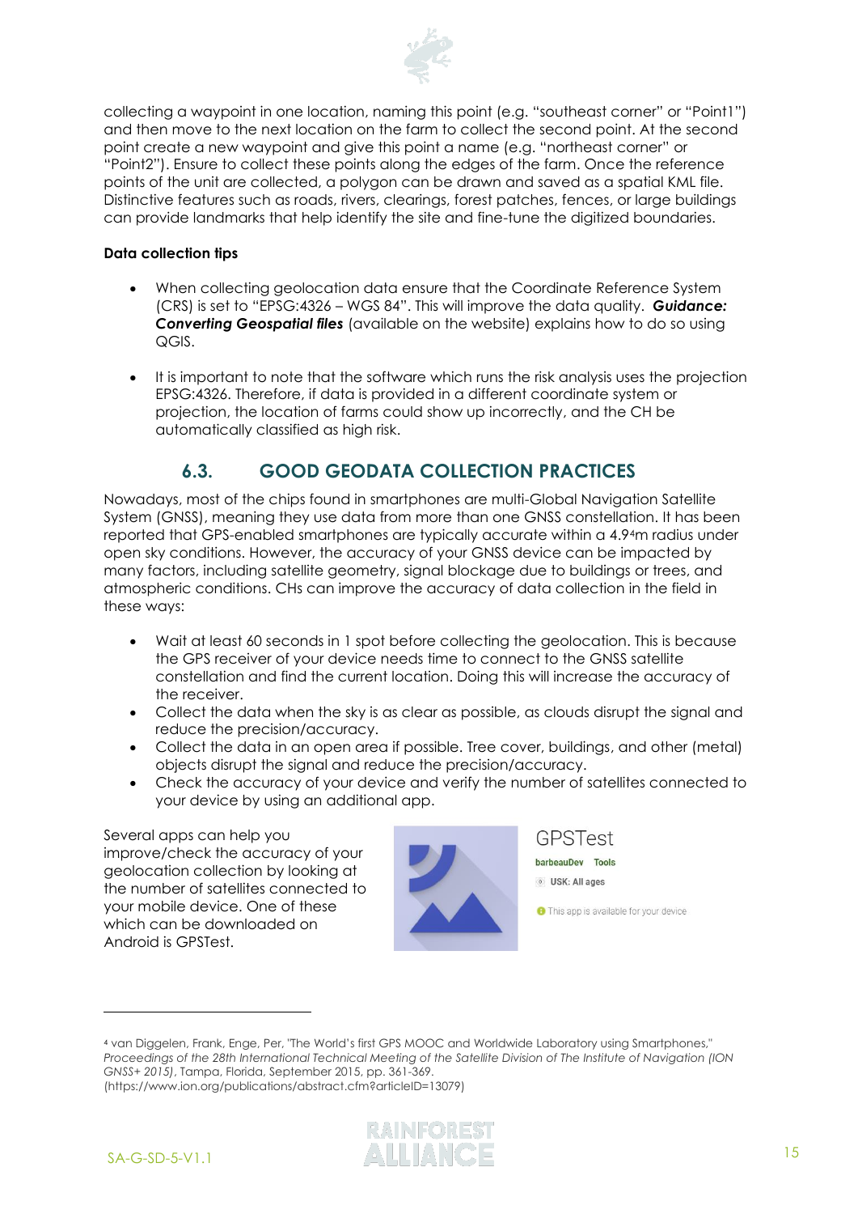collecting a waypoint in one location, naming this point (e.g. "southeast corner" or "Point1") and then move to the next location on the farm to collect the second point. At the second point create a new waypoint and give this point a name (e.g. "northeast corner" or "Point2"). Ensure to collect these points along the edges of the farm. Once the reference points of the unit are collected, a polygon can be drawn and saved as a spatial KML file. Distinctive features such as roads, rivers, clearings, forest patches, fences, or large buildings can provide landmarks that help identify the site and fine-tune the digitized boundaries.

**Data collection tips**

- When collecting geolocation data ensure that the Coordinate Reference System (CRS) is set to "EPSG:4326 – WGS 84". This will improve the data quality. ***Guidance: Converting Geospatial files*** (available on the website) explains how to do so using QGIS.

- It is important to note that the software which runs the risk analysis uses the projection EPSG:4326. Therefore, if data is provided in a different coordinate system or projection, the location of farms could show up incorrectly, and the CH be automatically classified as high risk.

## 6.3. GOOD GEODATA COLLECTION PRACTICES

Nowadays, most of the chips found in smartphones are multi-Global Navigation Satellite System (GNSS), meaning they use data from more than one GNSS constellation. It has been reported that GPS-enabled smartphones are typically accurate within a 4.9[4]m radius under open sky conditions. However, the accuracy of your GNSS device can be impacted by many factors, including satellite geometry, signal blockage due to buildings or trees, and atmospheric conditions. CHs can improve the accuracy of data collection in the field in these ways:

- Wait at least 60 seconds in 1 spot before collecting the geolocation. This is because the GPS receiver of your device needs time to connect to the GNSS satellite constellation and find the current location. Doing this will increase the accuracy of the receiver.
- Collect the data when the sky is as clear as possible, as clouds disrupt the signal and reduce the precision/accuracy.
- Collect the data in an open area if possible. Tree cover, buildings, and other (metal) objects disrupt the signal and reduce the precision/accuracy.
- Check the accuracy of your device and verify the number of satellites connected to your device by using an additional app.

Several apps can help you improve/check the accuracy of your geolocation collection by looking at the number of satellites connected to your mobile device. One of these which can be downloaded on Android is GPSTest.

GPSTest
barbeauDev Tools
USK: All ages
This app is available for your device

[4] van Diggelen, Frank, Enge, Per, "The World's first GPS MOOC and Worldwide Laboratory using Smartphones," *Proceedings of the 28th International Technical Meeting of the Satellite Division of The Institute of Navigation (ION GNSS+ 2015)*, Tampa, Florida, September 2015, pp. 361-369. (https://www.ion.org/publications/abstract.cfm?articleID=13079)

SA-G-SD-5-V1.1